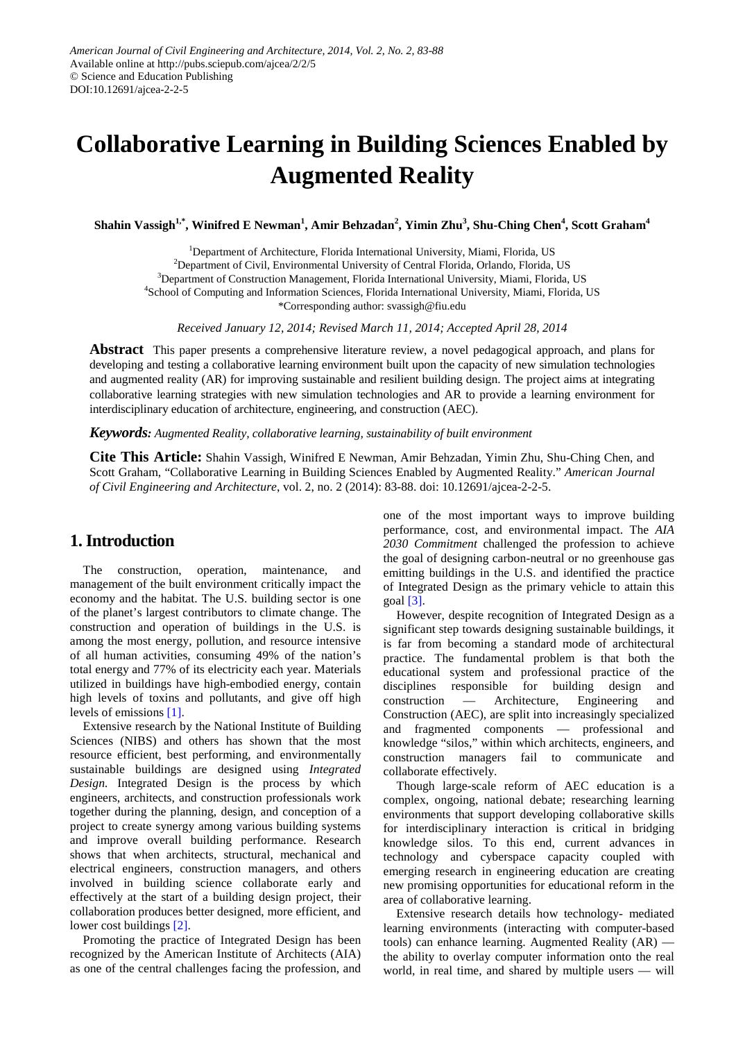# Collaborative Learning in Building Sciences Enabled by Augmented Reality

**Shahin Vassigh[1,*], Winifred E Newman[1], Amir Behzadan[2], Yimin Zhu[3], Shu-Ching Chen[4], Scott Graham[4]**

[1]Department of Architecture, Florida International University, Miami, Florida, US
[2]Department of Civil, Environmental University of Central Florida, Orlando, Florida, US
[3]Department of Construction Management, Florida International University, Miami, Florida, US
[4]School of Computing and Information Sciences, Florida International University, Miami, Florida, US
*Corresponding author: svassigh@fiu.edu

*Received January 12, 2014; Revised March 11, 2014; Accepted April 28, 2014*

**Abstract** This paper presents a comprehensive literature review, a novel pedagogical approach, and plans for developing and testing a collaborative learning environment built upon the capacity of new simulation technologies and augmented reality (AR) for improving sustainable and resilient building design. The project aims at integrating collaborative learning strategies with new simulation technologies and AR to provide a learning environment for interdisciplinary education of architecture, engineering, and construction (AEC).

***Keywords:*** *Augmented Reality, collaborative learning, sustainability of built environment*

**Cite This Article:** Shahin Vassigh, Winifred E Newman, Amir Behzadan, Yimin Zhu, Shu-Ching Chen, and Scott Graham, "Collaborative Learning in Building Sciences Enabled by Augmented Reality." *American Journal of Civil Engineering and Architecture*, vol. 2, no. 2 (2014): 83-88. doi: 10.12691/ajcea-2-2-5.

## 1. Introduction

The construction, operation, maintenance, and management of the built environment critically impact the economy and the habitat. The U.S. building sector is one of the planet's largest contributors to climate change. The construction and operation of buildings in the U.S. is among the most energy, pollution, and resource intensive of all human activities, consuming 49% of the nation's total energy and 77% of its electricity each year. Materials utilized in buildings have high-embodied energy, contain high levels of toxins and pollutants, and give off high levels of emissions [1].

Extensive research by the National Institute of Building Sciences (NIBS) and others has shown that the most resource efficient, best performing, and environmentally sustainable buildings are designed using *Integrated Design.* Integrated Design is the process by which engineers, architects, and construction professionals work together during the planning, design, and conception of a project to create synergy among various building systems and improve overall building performance. Research shows that when architects, structural, mechanical and electrical engineers, construction managers, and others involved in building science collaborate early and effectively at the start of a building design project, their collaboration produces better designed, more efficient, and lower cost buildings [2].

Promoting the practice of Integrated Design has been recognized by the American Institute of Architects (AIA) as one of the central challenges facing the profession, and one of the most important ways to improve building performance, cost, and environmental impact. The *AIA 2030 Commitment* challenged the profession to achieve the goal of designing carbon-neutral or no greenhouse gas emitting buildings in the U.S. and identified the practice of Integrated Design as the primary vehicle to attain this goal [3].

However, despite recognition of Integrated Design as a significant step towards designing sustainable buildings, it is far from becoming a standard mode of architectural practice. The fundamental problem is that both the educational system and professional practice of the disciplines responsible for building design and construction — Architecture, Engineering and Construction (AEC), are split into increasingly specialized and fragmented components — professional and knowledge "silos," within which architects, engineers, and construction managers fail to communicate and collaborate effectively.

Though large-scale reform of AEC education is a complex, ongoing, national debate; researching learning environments that support developing collaborative skills for interdisciplinary interaction is critical in bridging knowledge silos. To this end, current advances in technology and cyberspace capacity coupled with emerging research in engineering education are creating new promising opportunities for educational reform in the area of collaborative learning.

Extensive research details how technology- mediated learning environments (interacting with computer-based tools) can enhance learning. Augmented Reality (AR) — the ability to overlay computer information onto the real world, in real time, and shared by multiple users — will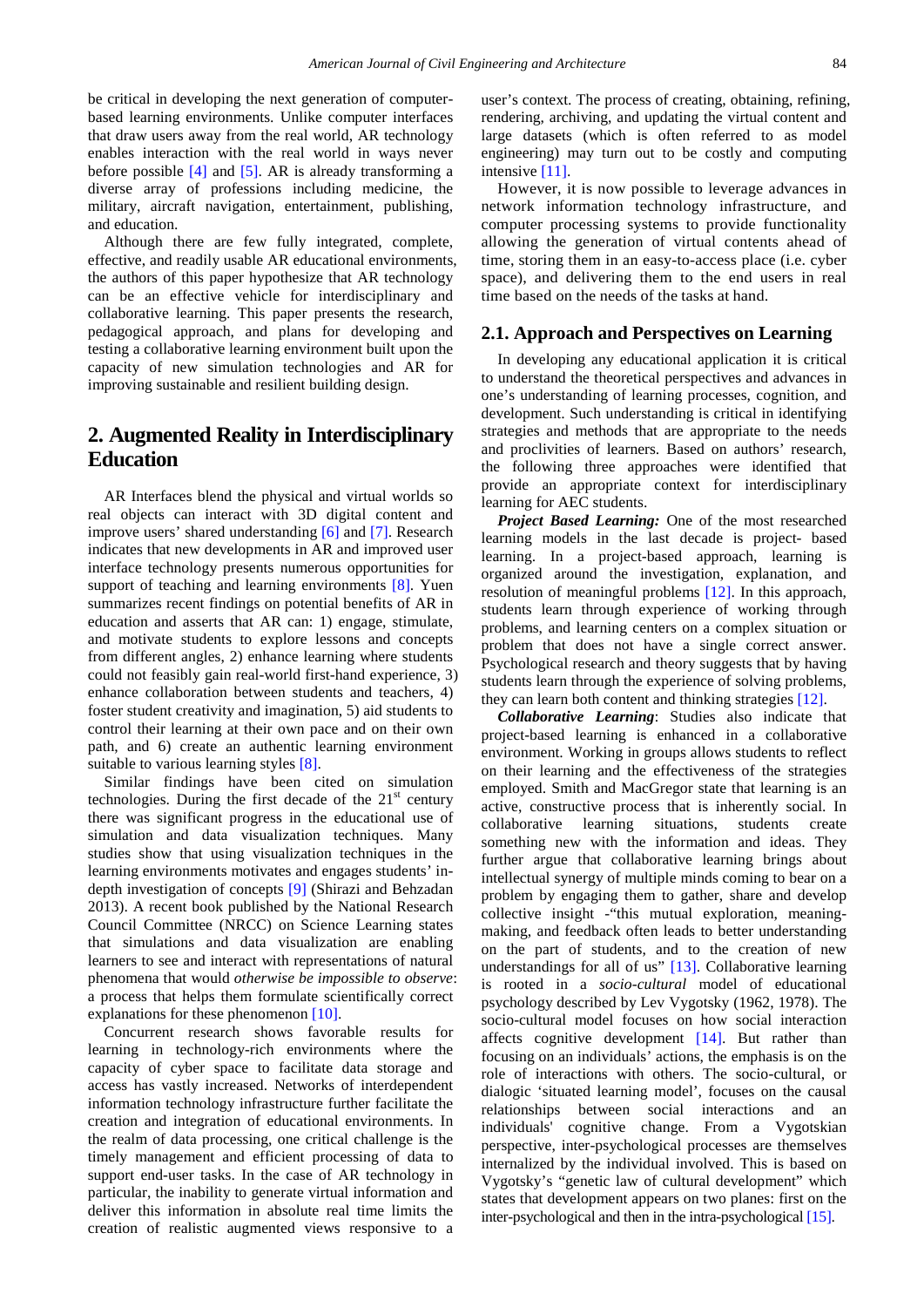be critical in developing the next generation of computer-based learning environments. Unlike computer interfaces that draw users away from the real world, AR technology enables interaction with the real world in ways never before possible [4] and [5]. AR is already transforming a diverse array of professions including medicine, the military, aircraft navigation, entertainment, publishing, and education.

Although there are few fully integrated, complete, effective, and readily usable AR educational environments, the authors of this paper hypothesize that AR technology can be an effective vehicle for interdisciplinary and collaborative learning. This paper presents the research, pedagogical approach, and plans for developing and testing a collaborative learning environment built upon the capacity of new simulation technologies and AR for improving sustainable and resilient building design.

## 2. Augmented Reality in Interdisciplinary Education

AR Interfaces blend the physical and virtual worlds so real objects can interact with 3D digital content and improve users' shared understanding [6] and [7]. Research indicates that new developments in AR and improved user interface technology presents numerous opportunities for support of teaching and learning environments [8]. Yuen summarizes recent findings on potential benefits of AR in education and asserts that AR can: 1) engage, stimulate, and motivate students to explore lessons and concepts from different angles, 2) enhance learning where students could not feasibly gain real-world first-hand experience, 3) enhance collaboration between students and teachers, 4) foster student creativity and imagination, 5) aid students to control their learning at their own pace and on their own path, and 6) create an authentic learning environment suitable to various learning styles [8].

Similar findings have been cited on simulation technologies. During the first decade of the 21st century there was significant progress in the educational use of simulation and data visualization techniques. Many studies show that using visualization techniques in the learning environments motivates and engages students' in-depth investigation of concepts [9] (Shirazi and Behzadan 2013). A recent book published by the National Research Council Committee (NRCC) on Science Learning states that simulations and data visualization are enabling learners to see and interact with representations of natural phenomena that would *otherwise be impossible to observe*: a process that helps them formulate scientifically correct explanations for these phenomenon [10].

Concurrent research shows favorable results for learning in technology-rich environments where the capacity of cyber space to facilitate data storage and access has vastly increased. Networks of interdependent information technology infrastructure further facilitate the creation and integration of educational environments. In the realm of data processing, one critical challenge is the timely management and efficient processing of data to support end-user tasks. In the case of AR technology in particular, the inability to generate virtual information and deliver this information in absolute real time limits the creation of realistic augmented views responsive to a user's context. The process of creating, obtaining, refining, rendering, archiving, and updating the virtual content and large datasets (which is often referred to as model engineering) may turn out to be costly and computing intensive [11].

However, it is now possible to leverage advances in network information technology infrastructure, and computer processing systems to provide functionality allowing the generation of virtual contents ahead of time, storing them in an easy-to-access place (i.e. cyber space), and delivering them to the end users in real time based on the needs of the tasks at hand.

### 2.1. Approach and Perspectives on Learning

In developing any educational application it is critical to understand the theoretical perspectives and advances in one's understanding of learning processes, cognition, and development. Such understanding is critical in identifying strategies and methods that are appropriate to the needs and proclivities of learners. Based on authors' research, the following three approaches were identified that provide an appropriate context for interdisciplinary learning for AEC students.

***Project Based Learning:*** One of the most researched learning models in the last decade is project- based learning. In a project-based approach, learning is organized around the investigation, explanation, and resolution of meaningful problems [12]. In this approach, students learn through experience of working through problems, and learning centers on a complex situation or problem that does not have a single correct answer. Psychological research and theory suggests that by having students learn through the experience of solving problems, they can learn both content and thinking strategies [12].

***Collaborative Learning***: Studies also indicate that project-based learning is enhanced in a collaborative environment. Working in groups allows students to reflect on their learning and the effectiveness of the strategies employed. Smith and MacGregor state that learning is an active, constructive process that is inherently social. In collaborative learning situations, students create something new with the information and ideas. They further argue that collaborative learning brings about intellectual synergy of multiple minds coming to bear on a problem by engaging them to gather, share and develop collective insight -"this mutual exploration, meaning-making, and feedback often leads to better understanding on the part of students, and to the creation of new understandings for all of us" [13]. Collaborative learning is rooted in a *socio-cultural* model of educational psychology described by Lev Vygotsky (1962, 1978). The socio-cultural model focuses on how social interaction affects cognitive development [14]. But rather than focusing on an individuals' actions, the emphasis is on the role of interactions with others. The socio-cultural, or dialogic 'situated learning model', focuses on the causal relationships between social interactions and an individuals' cognitive change. From a Vygotskian perspective, inter-psychological processes are themselves internalized by the individual involved. This is based on Vygotsky's "genetic law of cultural development" which states that development appears on two planes: first on the inter-psychological and then in the intra-psychological [15].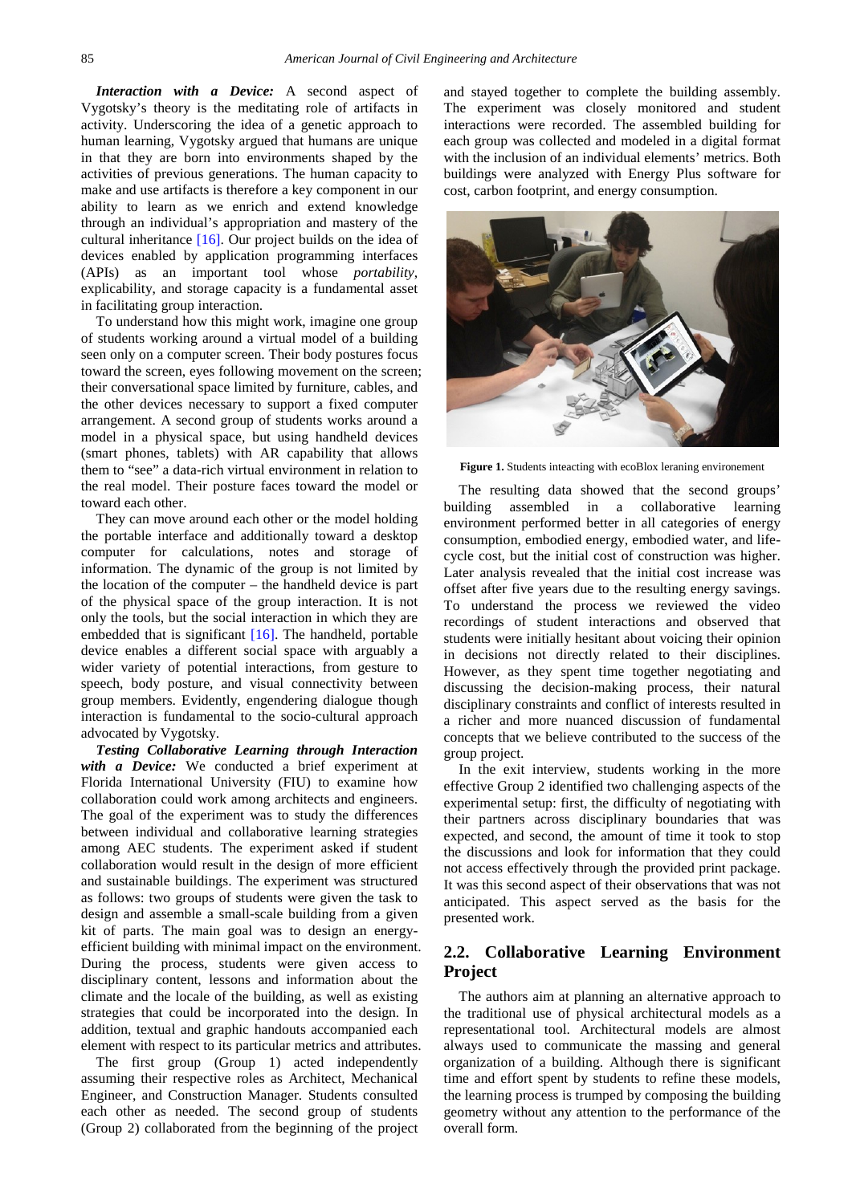***Interaction with a Device:*** A second aspect of Vygotsky's theory is the meditating role of artifacts in activity. Underscoring the idea of a genetic approach to human learning, Vygotsky argued that humans are unique in that they are born into environments shaped by the activities of previous generations. The human capacity to make and use artifacts is therefore a key component in our ability to learn as we enrich and extend knowledge through an individual's appropriation and mastery of the cultural inheritance [16]. Our project builds on the idea of devices enabled by application programming interfaces (APIs) as an important tool whose *portability*, explicability, and storage capacity is a fundamental asset in facilitating group interaction.

To understand how this might work, imagine one group of students working around a virtual model of a building seen only on a computer screen. Their body postures focus toward the screen, eyes following movement on the screen; their conversational space limited by furniture, cables, and the other devices necessary to support a fixed computer arrangement. A second group of students works around a model in a physical space, but using handheld devices (smart phones, tablets) with AR capability that allows them to "see" a data-rich virtual environment in relation to the real model. Their posture faces toward the model or toward each other.

They can move around each other or the model holding the portable interface and additionally toward a desktop computer for calculations, notes and storage of information. The dynamic of the group is not limited by the location of the computer – the handheld device is part of the physical space of the group interaction. It is not only the tools, but the social interaction in which they are embedded that is significant [16]. The handheld, portable device enables a different social space with arguably a wider variety of potential interactions, from gesture to speech, body posture, and visual connectivity between group members. Evidently, engendering dialogue though interaction is fundamental to the socio-cultural approach advocated by Vygotsky.

***Testing Collaborative Learning through Interaction with a Device:*** We conducted a brief experiment at Florida International University (FIU) to examine how collaboration could work among architects and engineers. The goal of the experiment was to study the differences between individual and collaborative learning strategies among AEC students. The experiment asked if student collaboration would result in the design of more efficient and sustainable buildings. The experiment was structured as follows: two groups of students were given the task to design and assemble a small-scale building from a given kit of parts. The main goal was to design an energy-efficient building with minimal impact on the environment. During the process, students were given access to disciplinary content, lessons and information about the climate and the locale of the building, as well as existing strategies that could be incorporated into the design. In addition, textual and graphic handouts accompanied each element with respect to its particular metrics and attributes.

The first group (Group 1) acted independently assuming their respective roles as Architect, Mechanical Engineer, and Construction Manager. Students consulted each other as needed. The second group of students (Group 2) collaborated from the beginning of the project and stayed together to complete the building assembly. The experiment was closely monitored and student interactions were recorded. The assembled building for each group was collected and modeled in a digital format with the inclusion of an individual elements' metrics. Both buildings were analyzed with Energy Plus software for cost, carbon footprint, and energy consumption.

**Figure 1.** Students inteacting with ecoBlox leraning environement

The resulting data showed that the second groups' building assembled in a collaborative learning environment performed better in all categories of energy consumption, embodied energy, embodied water, and life-cycle cost, but the initial cost of construction was higher. Later analysis revealed that the initial cost increase was offset after five years due to the resulting energy savings. To understand the process we reviewed the video recordings of student interactions and observed that students were initially hesitant about voicing their opinion in decisions not directly related to their disciplines. However, as they spent time together negotiating and discussing the decision-making process, their natural disciplinary constraints and conflict of interests resulted in a richer and more nuanced discussion of fundamental concepts that we believe contributed to the success of the group project.

In the exit interview, students working in the more effective Group 2 identified two challenging aspects of the experimental setup: first, the difficulty of negotiating with their partners across disciplinary boundaries that was expected, and second, the amount of time it took to stop the discussions and look for information that they could not access effectively through the provided print package. It was this second aspect of their observations that was not anticipated. This aspect served as the basis for the presented work.

## 2.2. Collaborative Learning Environment Project

The authors aim at planning an alternative approach to the traditional use of physical architectural models as a representational tool. Architectural models are almost always used to communicate the massing and general organization of a building. Although there is significant time and effort spent by students to refine these models, the learning process is trumped by composing the building geometry without any attention to the performance of the overall form.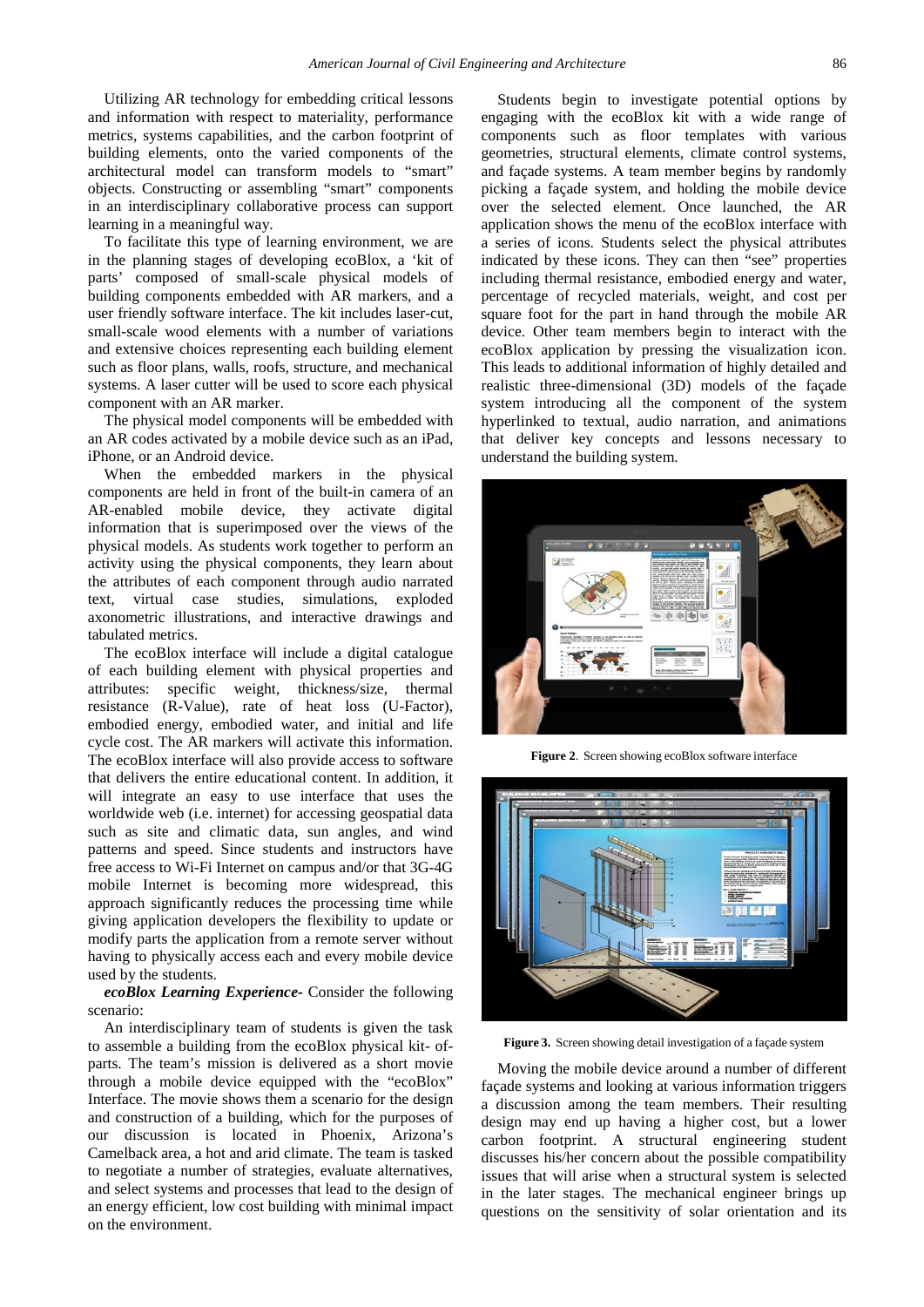Utilizing AR technology for embedding critical lessons and information with respect to materiality, performance metrics, systems capabilities, and the carbon footprint of building elements, onto the varied components of the architectural model can transform models to "smart" objects. Constructing or assembling "smart" components in an interdisciplinary collaborative process can support learning in a meaningful way.

To facilitate this type of learning environment, we are in the planning stages of developing ecoBlox, a 'kit of parts' composed of small-scale physical models of building components embedded with AR markers, and a user friendly software interface. The kit includes laser-cut, small-scale wood elements with a number of variations and extensive choices representing each building element such as floor plans, walls, roofs, structure, and mechanical systems. A laser cutter will be used to score each physical component with an AR marker.

The physical model components will be embedded with an AR codes activated by a mobile device such as an iPad, iPhone, or an Android device.

When the embedded markers in the physical components are held in front of the built-in camera of an AR-enabled mobile device, they activate digital information that is superimposed over the views of the physical models. As students work together to perform an activity using the physical components, they learn about the attributes of each component through audio narrated text, virtual case studies, simulations, exploded axonometric illustrations, and interactive drawings and tabulated metrics.

The ecoBlox interface will include a digital catalogue of each building element with physical properties and attributes: specific weight, thickness/size, thermal resistance (R-Value), rate of heat loss (U-Factor), embodied energy, embodied water, and initial and life cycle cost. The AR markers will activate this information. The ecoBlox interface will also provide access to software that delivers the entire educational content. In addition, it will integrate an easy to use interface that uses the worldwide web (i.e. internet) for accessing geospatial data such as site and climatic data, sun angles, and wind patterns and speed. Since students and instructors have free access to Wi-Fi Internet on campus and/or that 3G-4G mobile Internet is becoming more widespread, this approach significantly reduces the processing time while giving application developers the flexibility to update or modify parts the application from a remote server without having to physically access each and every mobile device used by the students.

***ecoBlox Learning Experience-*** Consider the following scenario:

An interdisciplinary team of students is given the task to assemble a building from the ecoBlox physical kit- of-parts. The team's mission is delivered as a short movie through a mobile device equipped with the "ecoBlox" Interface. The movie shows them a scenario for the design and construction of a building, which for the purposes of our discussion is located in Phoenix, Arizona's Camelback area, a hot and arid climate. The team is tasked to negotiate a number of strategies, evaluate alternatives, and select systems and processes that lead to the design of an energy efficient, low cost building with minimal impact on the environment.

Students begin to investigate potential options by engaging with the ecoBlox kit with a wide range of components such as floor templates with various geometries, structural elements, climate control systems, and façade systems. A team member begins by randomly picking a façade system, and holding the mobile device over the selected element. Once launched, the AR application shows the menu of the ecoBlox interface with a series of icons. Students select the physical attributes indicated by these icons. They can then "see" properties including thermal resistance, embodied energy and water, percentage of recycled materials, weight, and cost per square foot for the part in hand through the mobile AR device. Other team members begin to interact with the ecoBlox application by pressing the visualization icon. This leads to additional information of highly detailed and realistic three-dimensional (3D) models of the façade system introducing all the component of the system hyperlinked to textual, audio narration, and animations that deliver key concepts and lessons necessary to understand the building system.

**Figure 2**. Screen showing ecoBlox software interface

**Figure 3.** Screen showing detail investigation of a façade system

Moving the mobile device around a number of different façade systems and looking at various information triggers a discussion among the team members. Their resulting design may end up having a higher cost, but a lower carbon footprint. A structural engineering student discusses his/her concern about the possible compatibility issues that will arise when a structural system is selected in the later stages. The mechanical engineer brings up questions on the sensitivity of solar orientation and its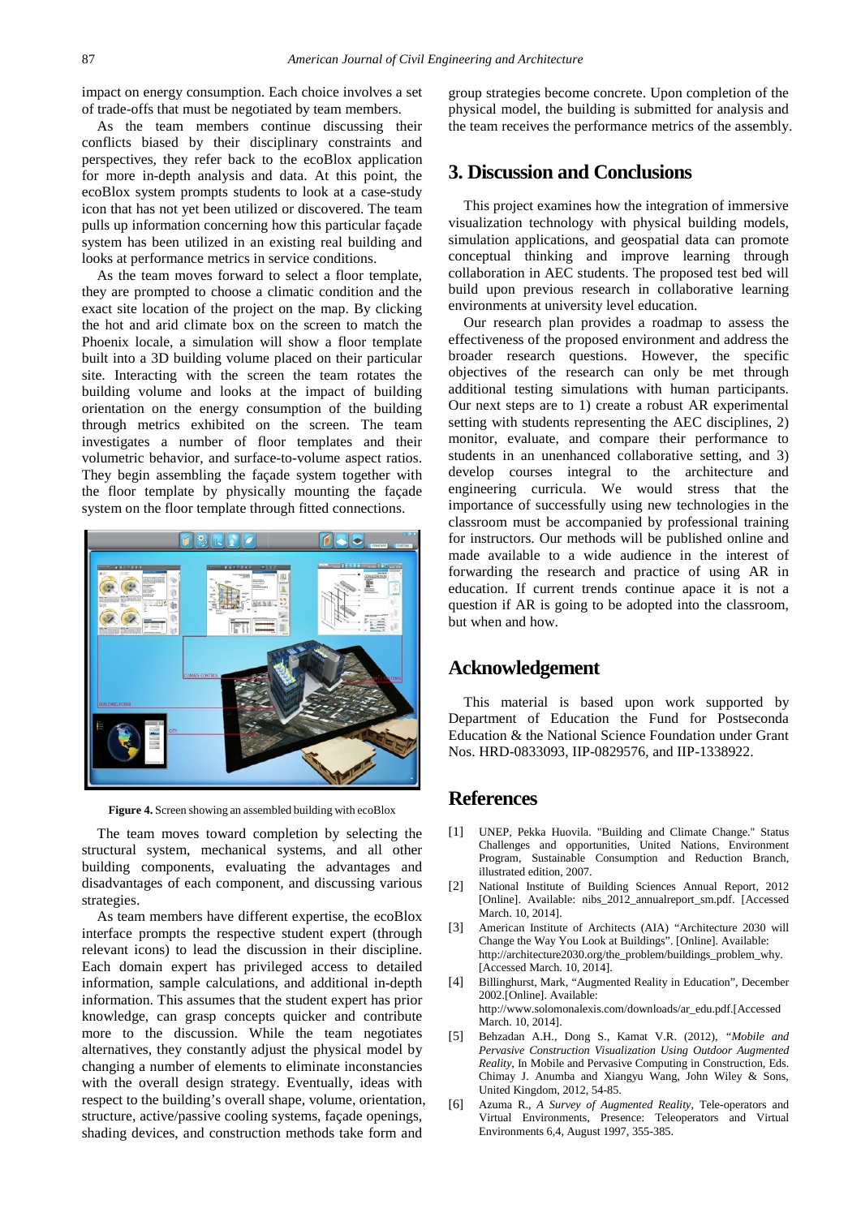impact on energy consumption. Each choice involves a set of trade-offs that must be negotiated by team members.

As the team members continue discussing their conflicts biased by their disciplinary constraints and perspectives, they refer back to the ecoBlox application for more in-depth analysis and data. At this point, the ecoBlox system prompts students to look at a case-study icon that has not yet been utilized or discovered. The team pulls up information concerning how this particular façade system has been utilized in an existing real building and looks at performance metrics in service conditions.

As the team moves forward to select a floor template, they are prompted to choose a climatic condition and the exact site location of the project on the map. By clicking the hot and arid climate box on the screen to match the Phoenix locale, a simulation will show a floor template built into a 3D building volume placed on their particular site. Interacting with the screen the team rotates the building volume and looks at the impact of building orientation on the energy consumption of the building through metrics exhibited on the screen. The team investigates a number of floor templates and their volumetric behavior, and surface-to-volume aspect ratios. They begin assembling the façade system together with the floor template by physically mounting the façade system on the floor template through fitted connections.

**Figure 4.** Screen showing an assembled building with ecoBlox

The team moves toward completion by selecting the structural system, mechanical systems, and all other building components, evaluating the advantages and disadvantages of each component, and discussing various strategies.

As team members have different expertise, the ecoBlox interface prompts the respective student expert (through relevant icons) to lead the discussion in their discipline. Each domain expert has privileged access to detailed information, sample calculations, and additional in-depth information. This assumes that the student expert has prior knowledge, can grasp concepts quicker and contribute more to the discussion. While the team negotiates alternatives, they constantly adjust the physical model by changing a number of elements to eliminate inconstancies with the overall design strategy. Eventually, ideas with respect to the building's overall shape, volume, orientation, structure, active/passive cooling systems, façade openings, shading devices, and construction methods take form and group strategies become concrete. Upon completion of the physical model, the building is submitted for analysis and the team receives the performance metrics of the assembly.

## 3. Discussion and Conclusions

This project examines how the integration of immersive visualization technology with physical building models, simulation applications, and geospatial data can promote conceptual thinking and improve learning through collaboration in AEC students. The proposed test bed will build upon previous research in collaborative learning environments at university level education.

Our research plan provides a roadmap to assess the effectiveness of the proposed environment and address the broader research questions. However, the specific objectives of the research can only be met through additional testing simulations with human participants. Our next steps are to 1) create a robust AR experimental setting with students representing the AEC disciplines, 2) monitor, evaluate, and compare their performance to students in an unenhanced collaborative setting, and 3) develop courses integral to the architecture and engineering curricula. We would stress that the importance of successfully using new technologies in the classroom must be accompanied by professional training for instructors. Our methods will be published online and made available to a wide audience in the interest of forwarding the research and practice of using AR in education. If current trends continue apace it is not a question if AR is going to be adopted into the classroom, but when and how.

## Acknowledgement

This material is based upon work supported by Department of Education the Fund for Postseconda Education & the National Science Foundation under Grant Nos. HRD-0833093, IIP-0829576, and IIP-1338922.

## References

[1] UNEP, Pekka Huovila. "Building and Climate Change." Status Challenges and opportunities, United Nations, Environment Program, Sustainable Consumption and Reduction Branch, illustrated edition, 2007.

[2] National Institute of Building Sciences Annual Report, 2012 [Online]. Available: nibs_2012_annualreport_sm.pdf. [Accessed March. 10, 2014].

[3] American Institute of Architects (AIA) "Architecture 2030 will Change the Way You Look at Buildings". [Online]. Available: http://architecture2030.org/the_problem/buildings_problem_why. [Accessed March. 10, 2014].

[4] Billinghurst, Mark, "Augmented Reality in Education", December 2002.[Online]. Available: http://www.solomonalexis.com/downloads/ar_edu.pdf.[Accessed March. 10, 2014].

[5] Behzadan A.H., Dong S., Kamat V.R. (2012), "*Mobile and Pervasive Construction Visualization Using Outdoor Augmented Reality*, In Mobile and Pervasive Computing in Construction, Eds. Chimay J. Anumba and Xiangyu Wang, John Wiley & Sons, United Kingdom, 2012, 54-85.

[6] Azuma R., *A Survey of Augmented Reality*, Tele-operators and Virtual Environments, Presence: Teleoperators and Virtual Environments 6,4, August 1997, 355-385.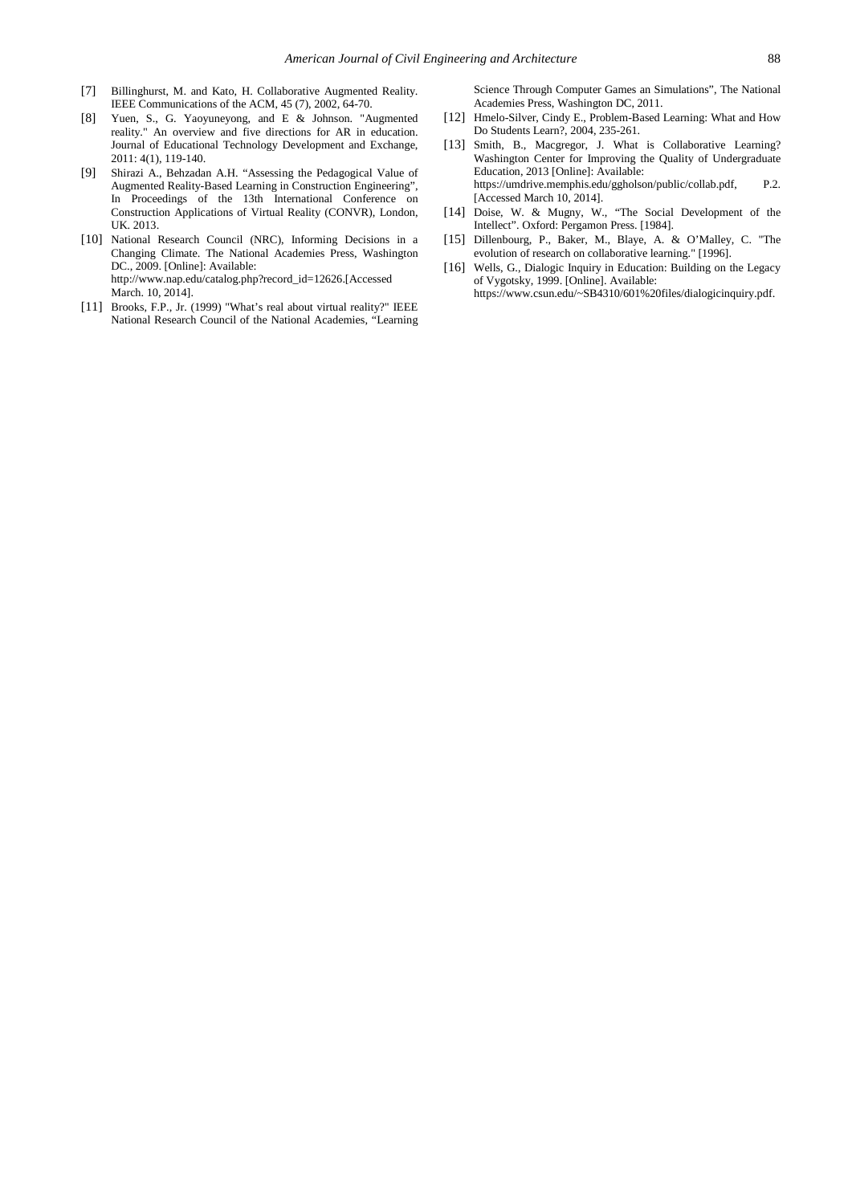[7] Billinghurst, M. and Kato, H. Collaborative Augmented Reality. IEEE Communications of the ACM, 45 (7), 2002, 64-70.

[8] Yuen, S., G. Yaoyuneyong, and E & Johnson. "Augmented reality." An overview and five directions for AR in education. Journal of Educational Technology Development and Exchange, 2011: 4(1), 119-140.

[9] Shirazi A., Behzadan A.H. "Assessing the Pedagogical Value of Augmented Reality-Based Learning in Construction Engineering", In Proceedings of the 13th International Conference on Construction Applications of Virtual Reality (CONVR), London, UK. 2013.

[10] National Research Council (NRC), Informing Decisions in a Changing Climate. The National Academies Press, Washington DC., 2009. [Online]: Available: http://www.nap.edu/catalog.php?record_id=12626.[Accessed March. 10, 2014].

[11] Brooks, F.P., Jr. (1999) "What's real about virtual reality?" IEEE National Research Council of the National Academies, "Learning Science Through Computer Games an Simulations", The National Academies Press, Washington DC, 2011.

[12] Hmelo-Silver, Cindy E., Problem-Based Learning: What and How Do Students Learn?, 2004, 235-261.

[13] Smith, B., Macgregor, J. What is Collaborative Learning? Washington Center for Improving the Quality of Undergraduate Education, 2013 [Online]: Available: https://umdrive.memphis.edu/ggholson/public/collab.pdf, P.2. [Accessed March 10, 2014].

[14] Doise, W. & Mugny, W., "The Social Development of the Intellect". Oxford: Pergamon Press. [1984].

[15] Dillenbourg, P., Baker, M., Blaye, A. & O'Malley, C. "The evolution of research on collaborative learning." [1996].

[16] Wells, G., Dialogic Inquiry in Education: Building on the Legacy of Vygotsky, 1999. [Online]. Available: https://www.csun.edu/~SB4310/601%20files/dialogicinquiry.pdf.